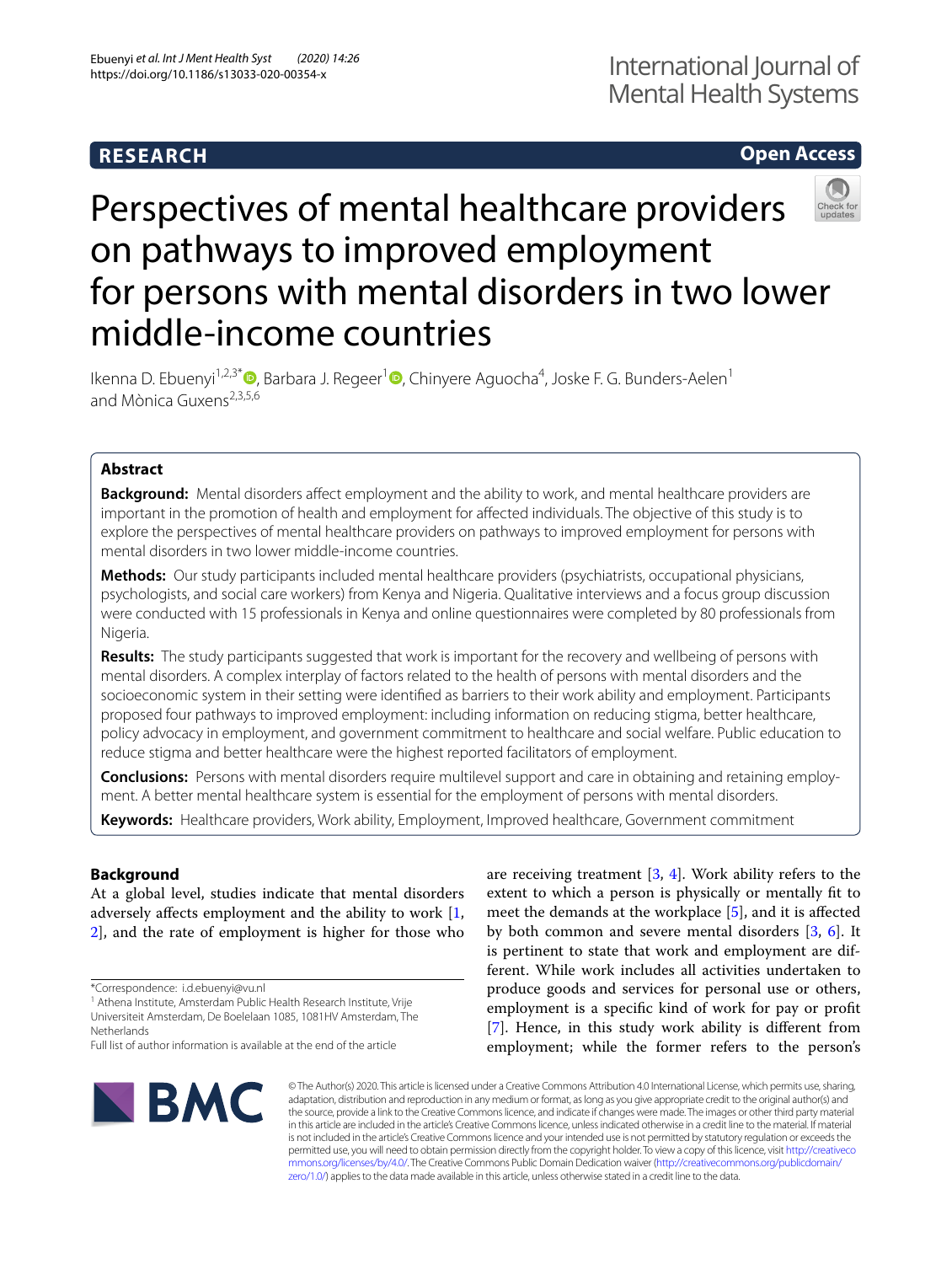# Perspectives of mental healthcare providers on pathways to improved employment for persons with mental disorders in two lower middle-income countries

Ikenna D. Ebuenyi[1,2,3*], Barbara J. Regeer[1], Chinyere Aguocha[4], Joske F. G. Bunders-Aelen[1] and Mònica Guxens[2,3,5,6]

## Abstract

**Background:** Mental disorders affect employment and the ability to work, and mental healthcare providers are important in the promotion of health and employment for affected individuals. The objective of this study is to explore the perspectives of mental healthcare providers on pathways to improved employment for persons with mental disorders in two lower middle-income countries.

**Methods:** Our study participants included mental healthcare providers (psychiatrists, occupational physicians, psychologists, and social care workers) from Kenya and Nigeria. Qualitative interviews and a focus group discussion were conducted with 15 professionals in Kenya and online questionnaires were completed by 80 professionals from Nigeria.

**Results:** The study participants suggested that work is important for the recovery and wellbeing of persons with mental disorders. A complex interplay of factors related to the health of persons with mental disorders and the socioeconomic system in their setting were identified as barriers to their work ability and employment. Participants proposed four pathways to improved employment: including information on reducing stigma, better healthcare, policy advocacy in employment, and government commitment to healthcare and social welfare. Public education to reduce stigma and better healthcare were the highest reported facilitators of employment.

**Conclusions:** Persons with mental disorders require multilevel support and care in obtaining and retaining employment. A better mental healthcare system is essential for the employment of persons with mental disorders.

**Keywords:** Healthcare providers, Work ability, Employment, Improved healthcare, Government commitment

## Background

At a global level, studies indicate that mental disorders adversely affects employment and the ability to work [1, 2], and the rate of employment is higher for those who are receiving treatment [3, 4]. Work ability refers to the extent to which a person is physically or mentally fit to meet the demands at the workplace [5], and it is affected by both common and severe mental disorders [3, 6]. It is pertinent to state that work and employment are different. While work includes all activities undertaken to produce goods and services for personal use or others, employment is a specific kind of work for pay or profit [7]. Hence, in this study work ability is different from employment; while the former refers to the person's

*Correspondence: i.d.ebuenyi@vu.nl

[1] Athena Institute, Amsterdam Public Health Research Institute, Vrije Universiteit Amsterdam, De Boelelaan 1085, 1081HV Amsterdam, The Netherlands

Full list of author information is available at the end of the article

© The Author(s) 2020. This article is licensed under a Creative Commons Attribution 4.0 International License, which permits use, sharing, adaptation, distribution and reproduction in any medium or format, as long as you give appropriate credit to the original author(s) and the source, provide a link to the Creative Commons licence, and indicate if changes were made. The images or other third party material in this article are included in the article's Creative Commons licence, unless indicated otherwise in a credit line to the material. If material is not included in the article's Creative Commons licence and your intended use is not permitted by statutory regulation or exceeds the permitted use, you will need to obtain permission directly from the copyright holder. To view a copy of this licence, visit http://creativecommons.org/licenses/by/4.0/. The Creative Commons Public Domain Dedication waiver (http://creativecommons.org/publicdomain/zero/1.0/) applies to the data made available in this article, unless otherwise stated in a credit line to the data.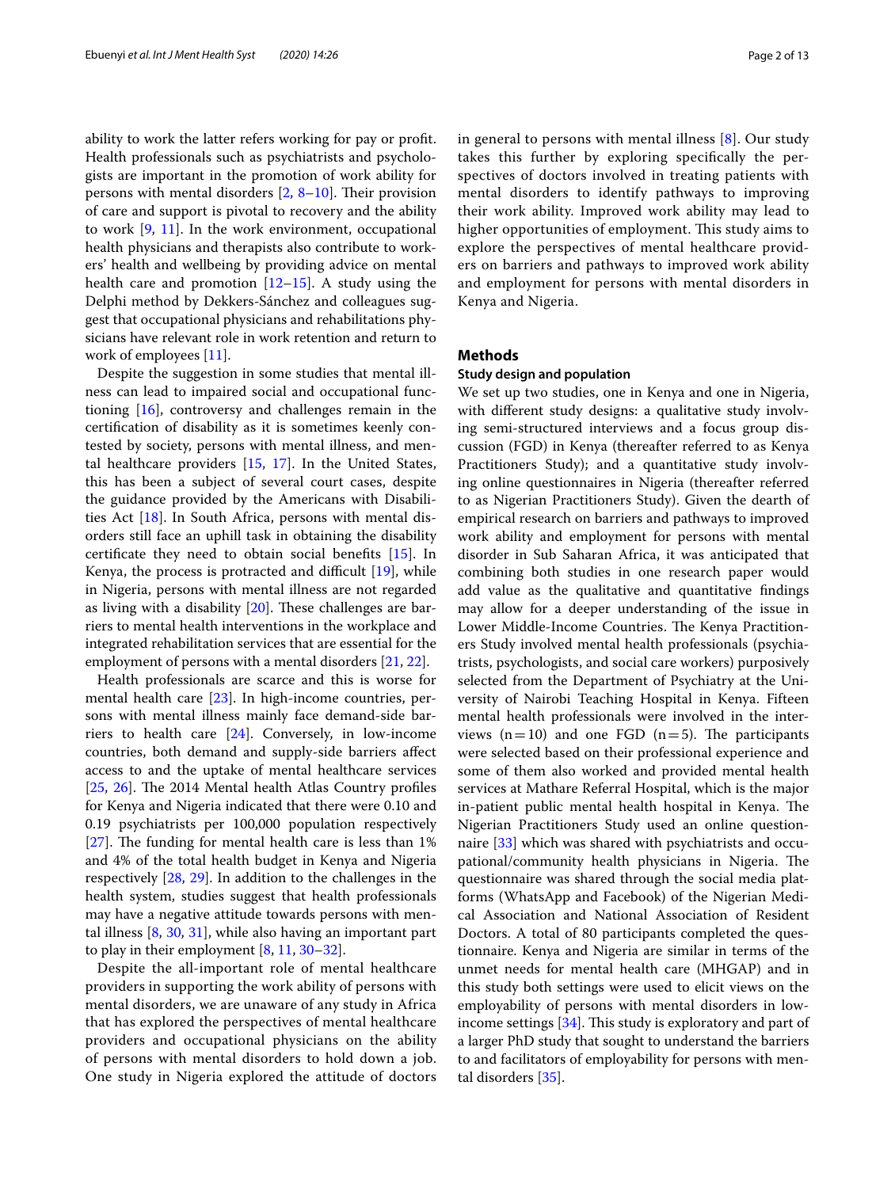ability to work the latter refers working for pay or profit. Health professionals such as psychiatrists and psychologists are important in the promotion of work ability for persons with mental disorders [2, 8–10]. Their provision of care and support is pivotal to recovery and the ability to work [9, 11]. In the work environment, occupational health physicians and therapists also contribute to workers' health and wellbeing by providing advice on mental health care and promotion [12–15]. A study using the Delphi method by Dekkers-Sánchez and colleagues suggest that occupational physicians and rehabilitations physicians have relevant role in work retention and return to work of employees [11].

Despite the suggestion in some studies that mental illness can lead to impaired social and occupational functioning [16], controversy and challenges remain in the certification of disability as it is sometimes keenly contested by society, persons with mental illness, and mental healthcare providers [15, 17]. In the United States, this has been a subject of several court cases, despite the guidance provided by the Americans with Disabilities Act [18]. In South Africa, persons with mental disorders still face an uphill task in obtaining the disability certificate they need to obtain social benefits [15]. In Kenya, the process is protracted and difficult [19], while in Nigeria, persons with mental illness are not regarded as living with a disability [20]. These challenges are barriers to mental health interventions in the workplace and integrated rehabilitation services that are essential for the employment of persons with a mental disorders [21, 22].

Health professionals are scarce and this is worse for mental health care [23]. In high-income countries, persons with mental illness mainly face demand-side barriers to health care [24]. Conversely, in low-income countries, both demand and supply-side barriers affect access to and the uptake of mental healthcare services [25, 26]. The 2014 Mental health Atlas Country profiles for Kenya and Nigeria indicated that there were 0.10 and 0.19 psychiatrists per 100,000 population respectively [27]. The funding for mental health care is less than 1% and 4% of the total health budget in Kenya and Nigeria respectively [28, 29]. In addition to the challenges in the health system, studies suggest that health professionals may have a negative attitude towards persons with mental illness [8, 30, 31], while also having an important part to play in their employment [8, 11, 30–32].

Despite the all-important role of mental healthcare providers in supporting the work ability of persons with mental disorders, we are unaware of any study in Africa that has explored the perspectives of mental healthcare providers and occupational physicians on the ability of persons with mental disorders to hold down a job. One study in Nigeria explored the attitude of doctors in general to persons with mental illness [8]. Our study takes this further by exploring specifically the perspectives of doctors involved in treating patients with mental disorders to identify pathways to improving their work ability. Improved work ability may lead to higher opportunities of employment. This study aims to explore the perspectives of mental healthcare providers on barriers and pathways to improved work ability and employment for persons with mental disorders in Kenya and Nigeria.

## Methods

### Study design and population

We set up two studies, one in Kenya and one in Nigeria, with different study designs: a qualitative study involving semi-structured interviews and a focus group discussion (FGD) in Kenya (thereafter referred to as Kenya Practitioners Study); and a quantitative study involving online questionnaires in Nigeria (thereafter referred to as Nigerian Practitioners Study). Given the dearth of empirical research on barriers and pathways to improved work ability and employment for persons with mental disorder in Sub Saharan Africa, it was anticipated that combining both studies in one research paper would add value as the qualitative and quantitative findings may allow for a deeper understanding of the issue in Lower Middle-Income Countries. The Kenya Practitioners Study involved mental health professionals (psychiatrists, psychologists, and social care workers) purposively selected from the Department of Psychiatry at the University of Nairobi Teaching Hospital in Kenya. Fifteen mental health professionals were involved in the interviews ($n=10$) and one FGD ($n=5$). The participants were selected based on their professional experience and some of them also worked and provided mental health services at Mathare Referral Hospital, which is the major in-patient public mental health hospital in Kenya. The Nigerian Practitioners Study used an online questionnaire [33] which was shared with psychiatrists and occupational/community health physicians in Nigeria. The questionnaire was shared through the social media platforms (WhatsApp and Facebook) of the Nigerian Medical Association and National Association of Resident Doctors. A total of 80 participants completed the questionnaire. Kenya and Nigeria are similar in terms of the unmet needs for mental health care (MHGAP) and in this study both settings were used to elicit views on the employability of persons with mental disorders in low-income settings [34]. This study is exploratory and part of a larger PhD study that sought to understand the barriers to and facilitators of employability for persons with mental disorders [35].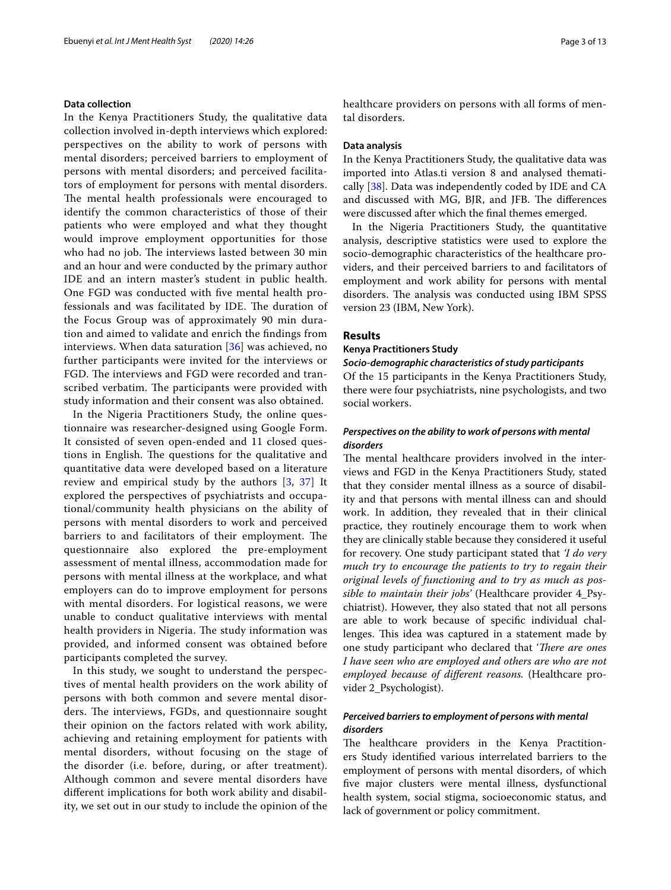### Data collection

In the Kenya Practitioners Study, the qualitative data collection involved in-depth interviews which explored: perspectives on the ability to work of persons with mental disorders; perceived barriers to employment of persons with mental disorders; and perceived facilitators of employment for persons with mental disorders. The mental health professionals were encouraged to identify the common characteristics of those of their patients who were employed and what they thought would improve employment opportunities for those who had no job. The interviews lasted between 30 min and an hour and were conducted by the primary author IDE and an intern master's student in public health. One FGD was conducted with five mental health professionals and was facilitated by IDE. The duration of the Focus Group was of approximately 90 min duration and aimed to validate and enrich the findings from interviews. When data saturation [36] was achieved, no further participants were invited for the interviews or FGD. The interviews and FGD were recorded and transcribed verbatim. The participants were provided with study information and their consent was also obtained.

In the Nigeria Practitioners Study, the online questionnaire was researcher-designed using Google Form. It consisted of seven open-ended and 11 closed questions in English. The questions for the qualitative and quantitative data were developed based on a literature review and empirical study by the authors [3, 37] It explored the perspectives of psychiatrists and occupational/community health physicians on the ability of persons with mental disorders to work and perceived barriers to and facilitators of their employment. The questionnaire also explored the pre-employment assessment of mental illness, accommodation made for persons with mental illness at the workplace, and what employers can do to improve employment for persons with mental disorders. For logistical reasons, we were unable to conduct qualitative interviews with mental health providers in Nigeria. The study information was provided, and informed consent was obtained before participants completed the survey.

In this study, we sought to understand the perspectives of mental health providers on the work ability of persons with both common and severe mental disorders. The interviews, FGDs, and questionnaire sought their opinion on the factors related with work ability, achieving and retaining employment for patients with mental disorders, without focusing on the stage of the disorder (i.e. before, during, or after treatment). Although common and severe mental disorders have different implications for both work ability and disability, we set out in our study to include the opinion of the healthcare providers on persons with all forms of mental disorders.

### Data analysis

In the Kenya Practitioners Study, the qualitative data was imported into Atlas.ti version 8 and analysed thematically [38]. Data was independently coded by IDE and CA and discussed with MG, BJR, and JFB. The differences were discussed after which the final themes emerged.

In the Nigeria Practitioners Study, the quantitative analysis, descriptive statistics were used to explore the socio-demographic characteristics of the healthcare providers, and their perceived barriers to and facilitators of employment and work ability for persons with mental disorders. The analysis was conducted using IBM SPSS version 23 (IBM, New York).

## Results

### Kenya Practitioners Study

#### *Socio-demographic characteristics of study participants*

Of the 15 participants in the Kenya Practitioners Study, there were four psychiatrists, nine psychologists, and two social workers.

#### *Perspectives on the ability to work of persons with mental disorders*

The mental healthcare providers involved in the interviews and FGD in the Kenya Practitioners Study, stated that they consider mental illness as a source of disability and that persons with mental illness can and should work. In addition, they revealed that in their clinical practice, they routinely encourage them to work when they are clinically stable because they considered it useful for recovery. One study participant stated that *'I do very much try to encourage the patients to try to regain their original levels of functioning and to try as much as possible to maintain their jobs'* (Healthcare provider 4_Psychiatrist). However, they also stated that not all persons are able to work because of specific individual challenges. This idea was captured in a statement made by one study participant who declared that *'There are ones I have seen who are employed and others are who are not employed because of different reasons.* (Healthcare provider 2_Psychologist).

#### *Perceived barriers to employment of persons with mental disorders*

The healthcare providers in the Kenya Practitioners Study identified various interrelated barriers to the employment of persons with mental disorders, of which five major clusters were mental illness, dysfunctional health system, social stigma, socioeconomic status, and lack of government or policy commitment.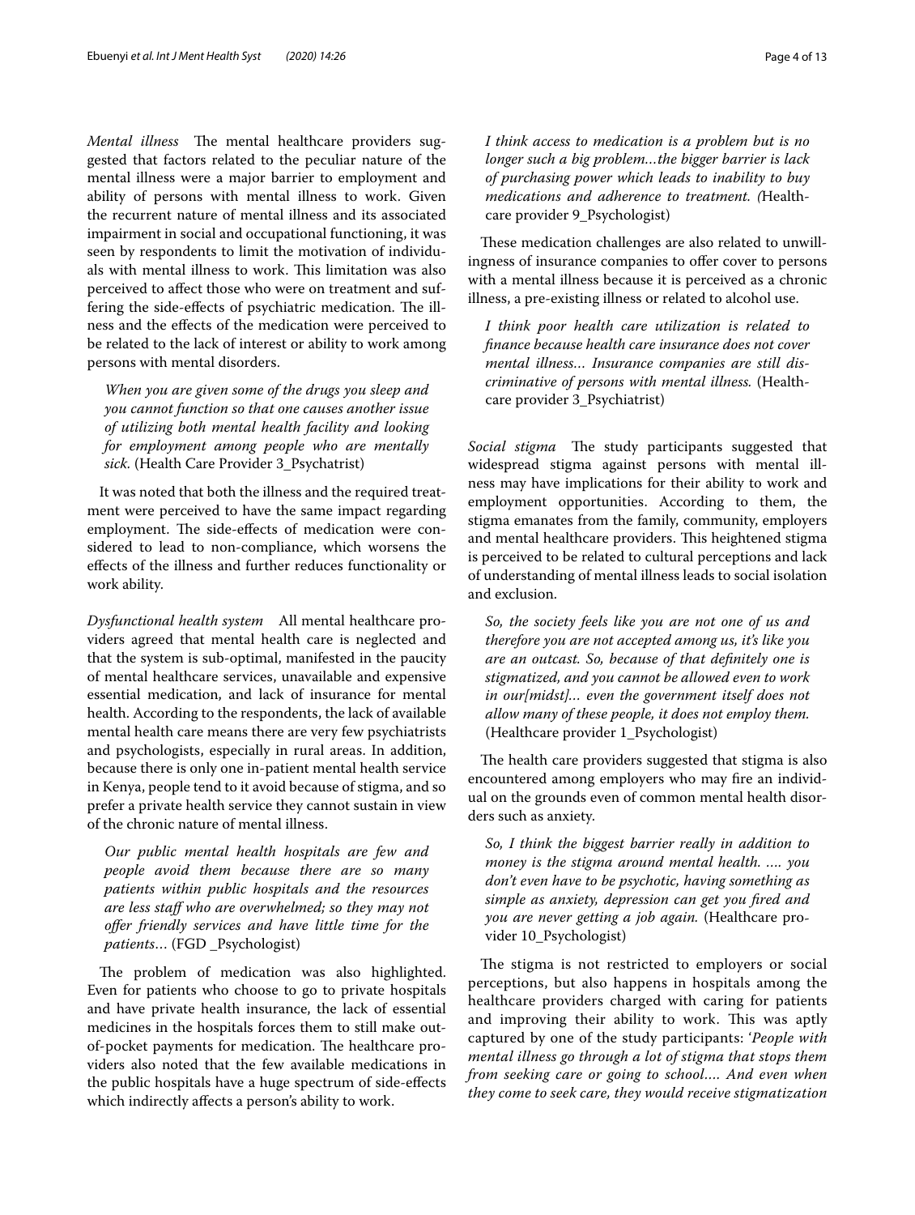*Mental illness* The mental healthcare providers suggested that factors related to the peculiar nature of the mental illness were a major barrier to employment and ability of persons with mental illness to work. Given the recurrent nature of mental illness and its associated impairment in social and occupational functioning, it was seen by respondents to limit the motivation of individuals with mental illness to work. This limitation was also perceived to affect those who were on treatment and suffering the side-effects of psychiatric medication. The illness and the effects of the medication were perceived to be related to the lack of interest or ability to work among persons with mental disorders.

> *When you are given some of the drugs you sleep and you cannot function so that one causes another issue of utilizing both mental health facility and looking for employment among people who are mentally sick.* (Health Care Provider 3_Psychatrist)

It was noted that both the illness and the required treatment were perceived to have the same impact regarding employment. The side-effects of medication were considered to lead to non-compliance, which worsens the effects of the illness and further reduces functionality or work ability.

*Dysfunctional health system* All mental healthcare providers agreed that mental health care is neglected and that the system is sub-optimal, manifested in the paucity of mental healthcare services, unavailable and expensive essential medication, and lack of insurance for mental health. According to the respondents, the lack of available mental health care means there are very few psychiatrists and psychologists, especially in rural areas. In addition, because there is only one in-patient mental health service in Kenya, people tend to it avoid because of stigma, and so prefer a private health service they cannot sustain in view of the chronic nature of mental illness.

> *Our public mental health hospitals are few and people avoid them because there are so many patients within public hospitals and the resources are less staff who are overwhelmed; so they may not offer friendly services and have little time for the patients…* (FGD _Psychologist)

The problem of medication was also highlighted. Even for patients who choose to go to private hospitals and have private health insurance, the lack of essential medicines in the hospitals forces them to still make out-of-pocket payments for medication. The healthcare providers also noted that the few available medications in the public hospitals have a huge spectrum of side-effects which indirectly affects a person's ability to work.

> *I think access to medication is a problem but is no longer such a big problem…the bigger barrier is lack of purchasing power which leads to inability to buy medications and adherence to treatment.* (Healthcare provider 9_Psychologist)

These medication challenges are also related to unwillingness of insurance companies to offer cover to persons with a mental illness because it is perceived as a chronic illness, a pre-existing illness or related to alcohol use.

> *I think poor health care utilization is related to finance because health care insurance does not cover mental illness… Insurance companies are still discriminative of persons with mental illness.* (Healthcare provider 3_Psychiatrist)

*Social stigma* The study participants suggested that widespread stigma against persons with mental illness may have implications for their ability to work and employment opportunities. According to them, the stigma emanates from the family, community, employers and mental healthcare providers. This heightened stigma is perceived to be related to cultural perceptions and lack of understanding of mental illness leads to social isolation and exclusion.

> *So, the society feels like you are not one of us and therefore you are not accepted among us, it's like you are an outcast. So, because of that definitely one is stigmatized, and you cannot be allowed even to work in our[midst]… even the government itself does not allow many of these people, it does not employ them.* (Healthcare provider 1_Psychologist)

The health care providers suggested that stigma is also encountered among employers who may fire an individual on the grounds even of common mental health disorders such as anxiety.

> *So, I think the biggest barrier really in addition to money is the stigma around mental health. …. you don't even have to be psychotic, having something as simple as anxiety, depression can get you fired and you are never getting a job again.* (Healthcare provider 10_Psychologist)

The stigma is not restricted to employers or social perceptions, but also happens in hospitals among the healthcare providers charged with caring for patients and improving their ability to work. This was aptly captured by one of the study participants: '*People with mental illness go through a lot of stigma that stops them from seeking care or going to school.... And even when they come to seek care, they would receive stigmatization*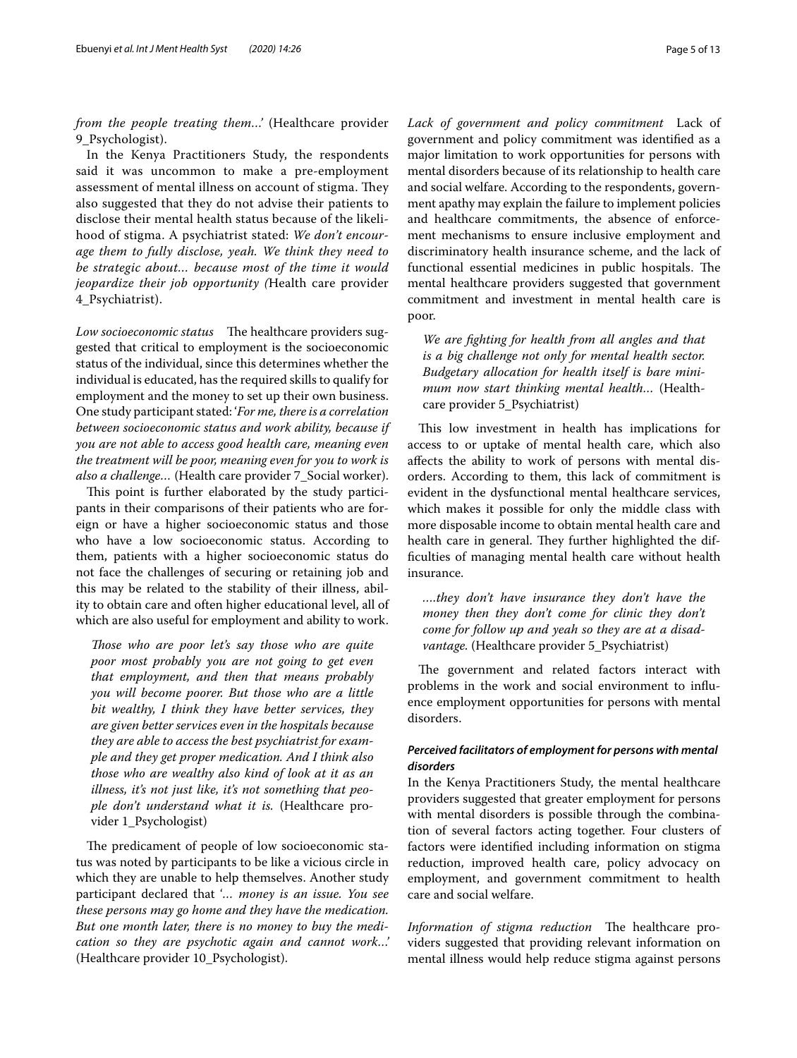*from the people treating them...*' (Healthcare provider 9_Psychologist).

In the Kenya Practitioners Study, the respondents said it was uncommon to make a pre-employment assessment of mental illness on account of stigma. They also suggested that they do not advise their patients to disclose their mental health status because of the likelihood of stigma. A psychiatrist stated: *We don't encourage them to fully disclose, yeah. We think they need to be strategic about... because most of the time it would jeopardize their job opportunity (*Health care provider 4_Psychiatrist).

*Low socioeconomic status* The healthcare providers suggested that critical to employment is the socioeconomic status of the individual, since this determines whether the individual is educated, has the required skills to qualify for employment and the money to set up their own business. One study participant stated: '*For me, there is a correlation between socioeconomic status and work ability, because if you are not able to access good health care, meaning even the treatment will be poor, meaning even for you to work is also a challenge...* (Health care provider 7_Social worker).

This point is further elaborated by the study participants in their comparisons of their patients who are foreign or have a higher socioeconomic status and those who have a low socioeconomic status. According to them, patients with a higher socioeconomic status do not face the challenges of securing or retaining job and this may be related to the stability of their illness, ability to obtain care and often higher educational level, all of which are also useful for employment and ability to work.

> *Those who are poor let's say those who are quite poor most probably you are not going to get even that employment, and then that means probably you will become poorer. But those who are a little bit wealthy, I think they have better services, they are given better services even in the hospitals because they are able to access the best psychiatrist for example and they get proper medication. And I think also those who are wealthy also kind of look at it as an illness, it's not just like, it's not something that people don't understand what it is.* (Healthcare provider 1_Psychologist)

The predicament of people of low socioeconomic status was noted by participants to be like a vicious circle in which they are unable to help themselves. Another study participant declared that '*... money is an issue. You see these persons may go home and they have the medication. But one month later, there is no money to buy the medication so they are psychotic again and cannot work...*' (Healthcare provider 10_Psychologist).

*Lack of government and policy commitment* Lack of government and policy commitment was identified as a major limitation to work opportunities for persons with mental disorders because of its relationship to health care and social welfare. According to the respondents, government apathy may explain the failure to implement policies and healthcare commitments, the absence of enforcement mechanisms to ensure inclusive employment and discriminatory health insurance scheme, and the lack of functional essential medicines in public hospitals. The mental healthcare providers suggested that government commitment and investment in mental health care is poor.

> *We are fighting for health from all angles and that is a big challenge not only for mental health sector. Budgetary allocation for health itself is bare minimum now start thinking mental health...* (Healthcare provider 5_Psychiatrist)

This low investment in health has implications for access to or uptake of mental health care, which also affects the ability to work of persons with mental disorders. According to them, this lack of commitment is evident in the dysfunctional mental healthcare services, which makes it possible for only the middle class with more disposable income to obtain mental health care and health care in general. They further highlighted the difficulties of managing mental health care without health insurance.

> *....they don't have insurance they don't have the money then they don't come for clinic they don't come for follow up and yeah so they are at a disadvantage.* (Healthcare provider 5_Psychiatrist)

The government and related factors interact with problems in the work and social environment to influence employment opportunities for persons with mental disorders.

#### Perceived facilitators of employment for persons with mental disorders

In the Kenya Practitioners Study, the mental healthcare providers suggested that greater employment for persons with mental disorders is possible through the combination of several factors acting together. Four clusters of factors were identified including information on stigma reduction, improved health care, policy advocacy on employment, and government commitment to health care and social welfare.

*Information of stigma reduction* The healthcare providers suggested that providing relevant information on mental illness would help reduce stigma against persons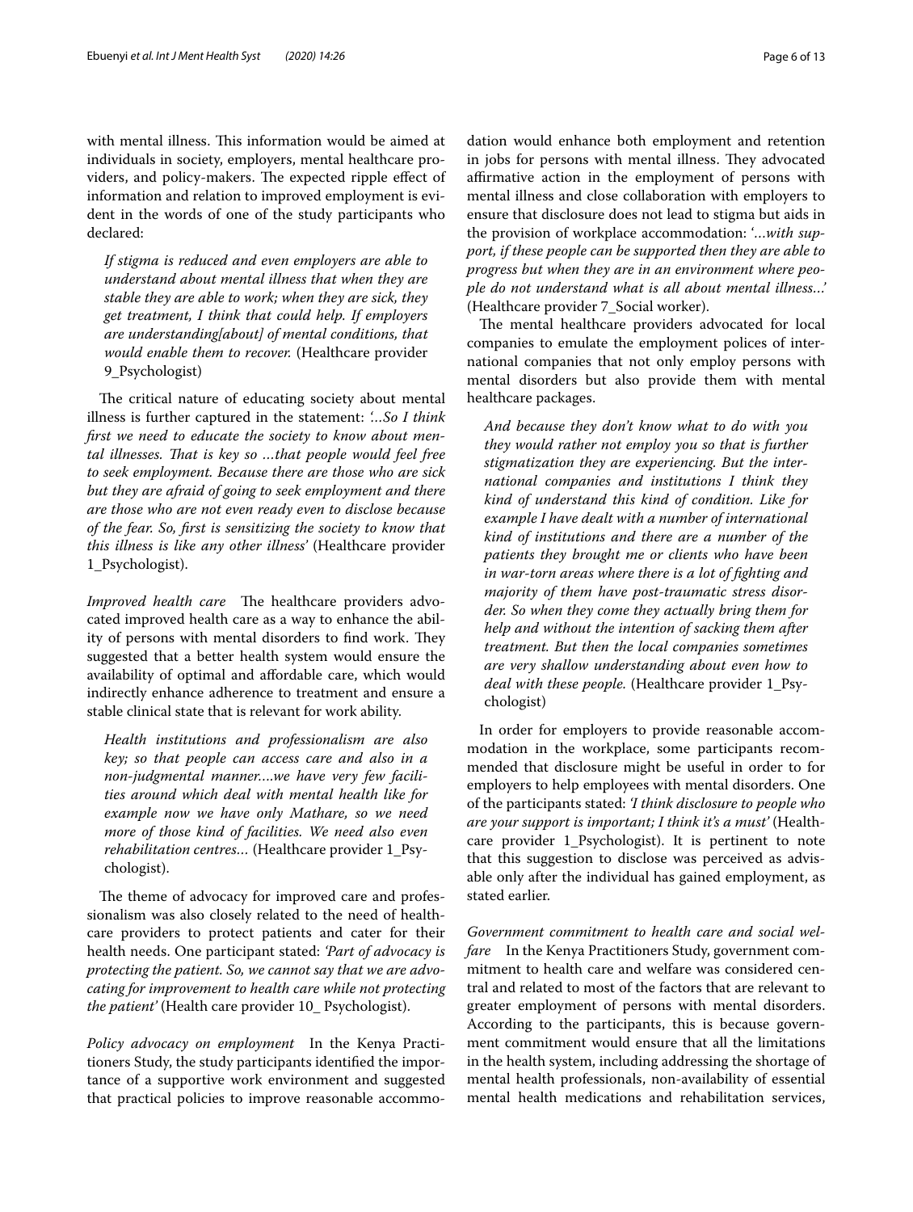with mental illness. This information would be aimed at individuals in society, employers, mental healthcare providers, and policy-makers. The expected ripple effect of information and relation to improved employment is evident in the words of one of the study participants who declared:

> *If stigma is reduced and even employers are able to understand about mental illness that when they are stable they are able to work; when they are sick, they get treatment, I think that could help. If employers are understanding[about] of mental conditions, that would enable them to recover.* (Healthcare provider 9_Psychologist)

The critical nature of educating society about mental illness is further captured in the statement: *'…So I think first we need to educate the society to know about mental illnesses. That is key so …that people would feel free to seek employment. Because there are those who are sick but they are afraid of going to seek employment and there are those who are not even ready even to disclose because of the fear. So, first is sensitizing the society to know that this illness is like any other illness'* (Healthcare provider 1_Psychologist).

*Improved health care* The healthcare providers advocated improved health care as a way to enhance the ability of persons with mental disorders to find work. They suggested that a better health system would ensure the availability of optimal and affordable care, which would indirectly enhance adherence to treatment and ensure a stable clinical state that is relevant for work ability.

> *Health institutions and professionalism are also key; so that people can access care and also in a non-judgmental manner.…we have very few facilities around which deal with mental health like for example now we have only Mathare, so we need more of those kind of facilities. We need also even rehabilitation centres…* (Healthcare provider 1_Psychologist).

The theme of advocacy for improved care and professionalism was also closely related to the need of healthcare providers to protect patients and cater for their health needs. One participant stated: *'Part of advocacy is protecting the patient. So, we cannot say that we are advocating for improvement to health care while not protecting the patient'* (Health care provider 10_ Psychologist).

*Policy advocacy on employment* In the Kenya Practitioners Study, the study participants identified the importance of a supportive work environment and suggested that practical policies to improve reasonable accommodation would enhance both employment and retention in jobs for persons with mental illness. They advocated affirmative action in the employment of persons with mental illness and close collaboration with employers to ensure that disclosure does not lead to stigma but aids in the provision of workplace accommodation: '*…with support, if these people can be supported then they are able to progress but when they are in an environment where people do not understand what is all about mental illness…*' (Healthcare provider 7_Social worker).

The mental healthcare providers advocated for local companies to emulate the employment polices of international companies that not only employ persons with mental disorders but also provide them with mental healthcare packages.

> *And because they don't know what to do with you they would rather not employ you so that is further stigmatization they are experiencing. But the international companies and institutions I think they kind of understand this kind of condition. Like for example I have dealt with a number of international kind of institutions and there are a number of the patients they brought me or clients who have been in war-torn areas where there is a lot of fighting and majority of them have post-traumatic stress disorder. So when they come they actually bring them for help and without the intention of sacking them after treatment. But then the local companies sometimes are very shallow understanding about even how to deal with these people.* (Healthcare provider 1_Psychologist)

In order for employers to provide reasonable accommodation in the workplace, some participants recommended that disclosure might be useful in order to for employers to help employees with mental disorders. One of the participants stated: *'I think disclosure to people who are your support is important; I think it's a must'* (Healthcare provider 1_Psychologist). It is pertinent to note that this suggestion to disclose was perceived as advisable only after the individual has gained employment, as stated earlier.

*Government commitment to health care and social welfare* In the Kenya Practitioners Study, government commitment to health care and welfare was considered central and related to most of the factors that are relevant to greater employment of persons with mental disorders. According to the participants, this is because government commitment would ensure that all the limitations in the health system, including addressing the shortage of mental health professionals, non-availability of essential mental health medications and rehabilitation services,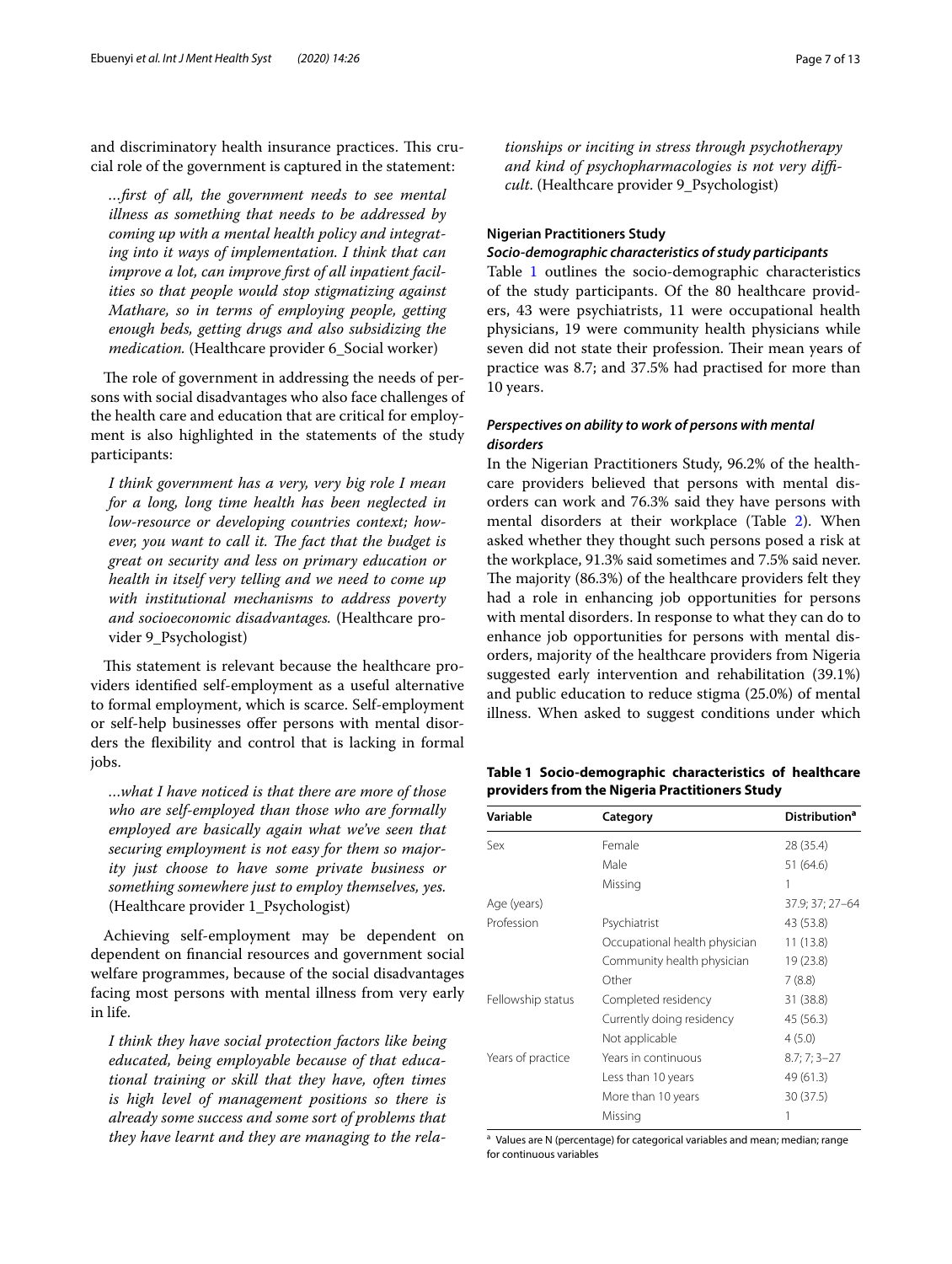and discriminatory health insurance practices. This crucial role of the government is captured in the statement:

> *…first of all, the government needs to see mental illness as something that needs to be addressed by coming up with a mental health policy and integrating into it ways of implementation. I think that can improve a lot, can improve first of all inpatient facilities so that people would stop stigmatizing against Mathare, so in terms of employing people, getting enough beds, getting drugs and also subsidizing the medication.* (Healthcare provider 6_Social worker)

The role of government in addressing the needs of persons with social disadvantages who also face challenges of the health care and education that are critical for employment is also highlighted in the statements of the study participants:

> *I think government has a very, very big role I mean for a long, long time health has been neglected in low-resource or developing countries context; however, you want to call it. The fact that the budget is great on security and less on primary education or health in itself very telling and we need to come up with institutional mechanisms to address poverty and socioeconomic disadvantages.* (Healthcare provider 9_Psychologist)

This statement is relevant because the healthcare providers identified self-employment as a useful alternative to formal employment, which is scarce. Self-employment or self-help businesses offer persons with mental disorders the flexibility and control that is lacking in formal jobs.

> *…what I have noticed is that there are more of those who are self-employed than those who are formally employed are basically again what we've seen that securing employment is not easy for them so majority just choose to have some private business or something somewhere just to employ themselves, yes.* (Healthcare provider 1_Psychologist)

Achieving self-employment may be dependent on dependent on financial resources and government social welfare programmes, because of the social disadvantages facing most persons with mental illness from very early in life.

> *I think they have social protection factors like being educated, being employable because of that educational training or skill that they have, often times is high level of management positions so there is already some success and some sort of problems that they have learnt and they are managing to the relationships or inciting in stress through psychotherapy and kind of psychopharmacologies is not very difficult.* (Healthcare provider 9_Psychologist)

### Nigerian Practitioners Study

#### *Socio-demographic characteristics of study participants*

Table 1 outlines the socio-demographic characteristics of the study participants. Of the 80 healthcare providers, 43 were psychiatrists, 11 were occupational health physicians, 19 were community health physicians while seven did not state their profession. Their mean years of practice was 8.7; and 37.5% had practised for more than 10 years.

#### *Perspectives on ability to work of persons with mental disorders*

In the Nigerian Practitioners Study, 96.2% of the healthcare providers believed that persons with mental disorders can work and 76.3% said they have persons with mental disorders at their workplace (Table 2). When asked whether they thought such persons posed a risk at the workplace, 91.3% said sometimes and 7.5% said never. The majority (86.3%) of the healthcare providers felt they had a role in enhancing job opportunities for persons with mental disorders. In response to what they can do to enhance job opportunities for persons with mental disorders, majority of the healthcare providers from Nigeria suggested early intervention and rehabilitation (39.1%) and public education to reduce stigma (25.0%) of mental illness. When asked to suggest conditions under which

**Table 1 Socio-demographic characteristics of healthcare providers from the Nigeria Practitioners Study**

| Variable | Category | Distribution[a] |
|---|---|---|
| Sex | Female | 28 (35.4) |
| | Male | 51 (64.6) |
| | Missing | 1 |
| Age (years) | | 37.9; 37; 27–64 |
| Profession | Psychiatrist | 43 (53.8) |
| | Occupational health physician | 11 (13.8) |
| | Community health physician | 19 (23.8) |
| | Other | 7 (8.8) |
| Fellowship status | Completed residency | 31 (38.8) |
| | Currently doing residency | 45 (56.3) |
| | Not applicable | 4 (5.0) |
| Years of practice | Years in continuous | 8.7; 7; 3–27 |
| | Less than 10 years | 49 (61.3) |
| | More than 10 years | 30 (37.5) |
| | Missing | 1 |

[a] Values are N (percentage) for categorical variables and mean; median; range for continuous variables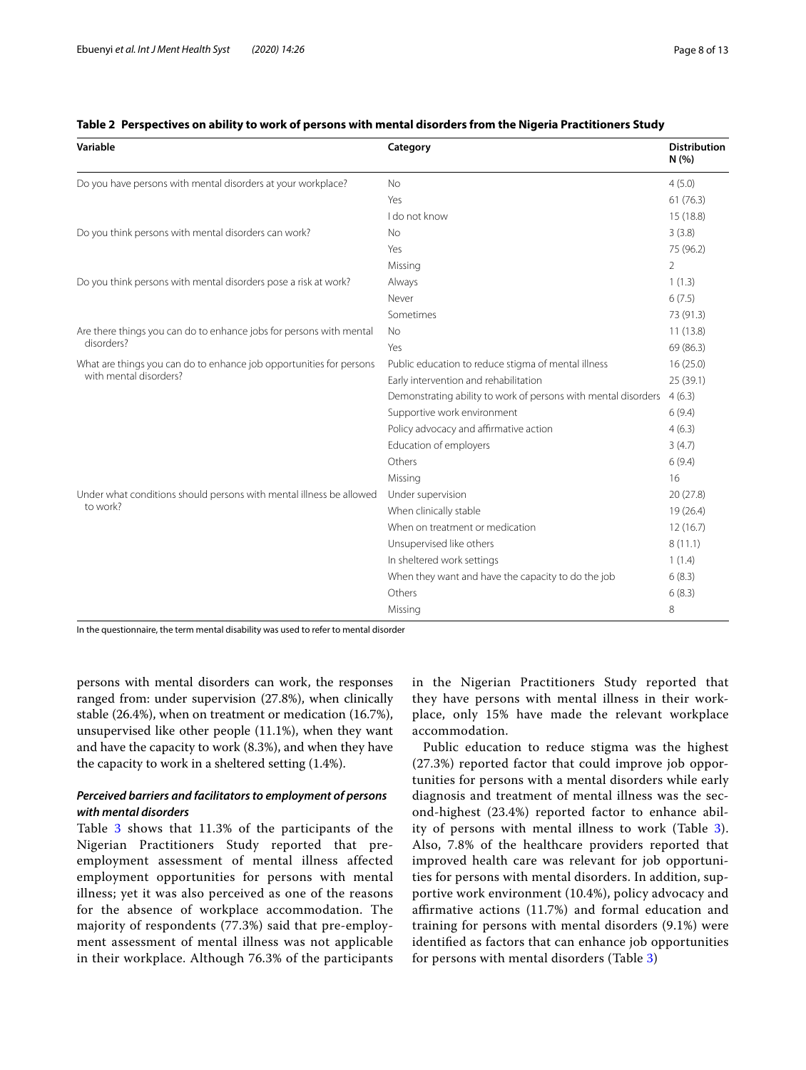**Table 2 Perspectives on ability to work of persons with mental disorders from the Nigeria Practitioners Study**

| Variable | Category | Distribution N (%) |
| --- | --- | --- |
| Do you have persons with mental disorders at your workplace? | No | 4 (5.0) |
| | Yes | 61 (76.3) |
| | I do not know | 15 (18.8) |
| Do you think persons with mental disorders can work? | No | 3 (3.8) |
| | Yes | 75 (96.2) |
| | Missing | 2 |
| Do you think persons with mental disorders pose a risk at work? | Always | 1 (1.3) |
| | Never | 6 (7.5) |
| | Sometimes | 73 (91.3) |
| Are there things you can do to enhance jobs for persons with mental disorders? | No | 11 (13.8) |
| | Yes | 69 (86.3) |
| What are things you can do to enhance job opportunities for persons with mental disorders? | Public education to reduce stigma of mental illness | 16 (25.0) |
| | Early intervention and rehabilitation | 25 (39.1) |
| | Demonstrating ability to work of persons with mental disorders | 4 (6.3) |
| | Supportive work environment | 6 (9.4) |
| | Policy advocacy and affirmative action | 4 (6.3) |
| | Education of employers | 3 (4.7) |
| | Others | 6 (9.4) |
| | Missing | 16 |
| Under what conditions should persons with mental illness be allowed to work? | Under supervision | 20 (27.8) |
| | When clinically stable | 19 (26.4) |
| | When on treatment or medication | 12 (16.7) |
| | Unsupervised like others | 8 (11.1) |
| | In sheltered work settings | 1 (1.4) |
| | When they want and have the capacity to do the job | 6 (8.3) |
| | Others | 6 (8.3) |
| | Missing | 8 |

In the questionnaire, the term mental disability was used to refer to mental disorder

persons with mental disorders can work, the responses ranged from: under supervision (27.8%), when clinically stable (26.4%), when on treatment or medication (16.7%), unsupervised like other people (11.1%), when they want and have the capacity to work (8.3%), and when they have the capacity to work in a sheltered setting (1.4%).

### *Perceived barriers and facilitators to employment of persons with mental disorders*

Table 3 shows that 11.3% of the participants of the Nigerian Practitioners Study reported that pre-employment assessment of mental illness affected employment opportunities for persons with mental illness; yet it was also perceived as one of the reasons for the absence of workplace accommodation. The majority of respondents (77.3%) said that pre-employment assessment of mental illness was not applicable in their workplace. Although 76.3% of the participants in the Nigerian Practitioners Study reported that they have persons with mental illness in their workplace, only 15% have made the relevant workplace accommodation.

Public education to reduce stigma was the highest (27.3%) reported factor that could improve job opportunities for persons with a mental disorders while early diagnosis and treatment of mental illness was the second-highest (23.4%) reported factor to enhance ability of persons with mental illness to work (Table 3). Also, 7.8% of the healthcare providers reported that improved health care was relevant for job opportunities for persons with mental disorders. In addition, supportive work environment (10.4%), policy advocacy and affirmative actions (11.7%) and formal education and training for persons with mental disorders (9.1%) were identified as factors that can enhance job opportunities for persons with mental disorders (Table 3)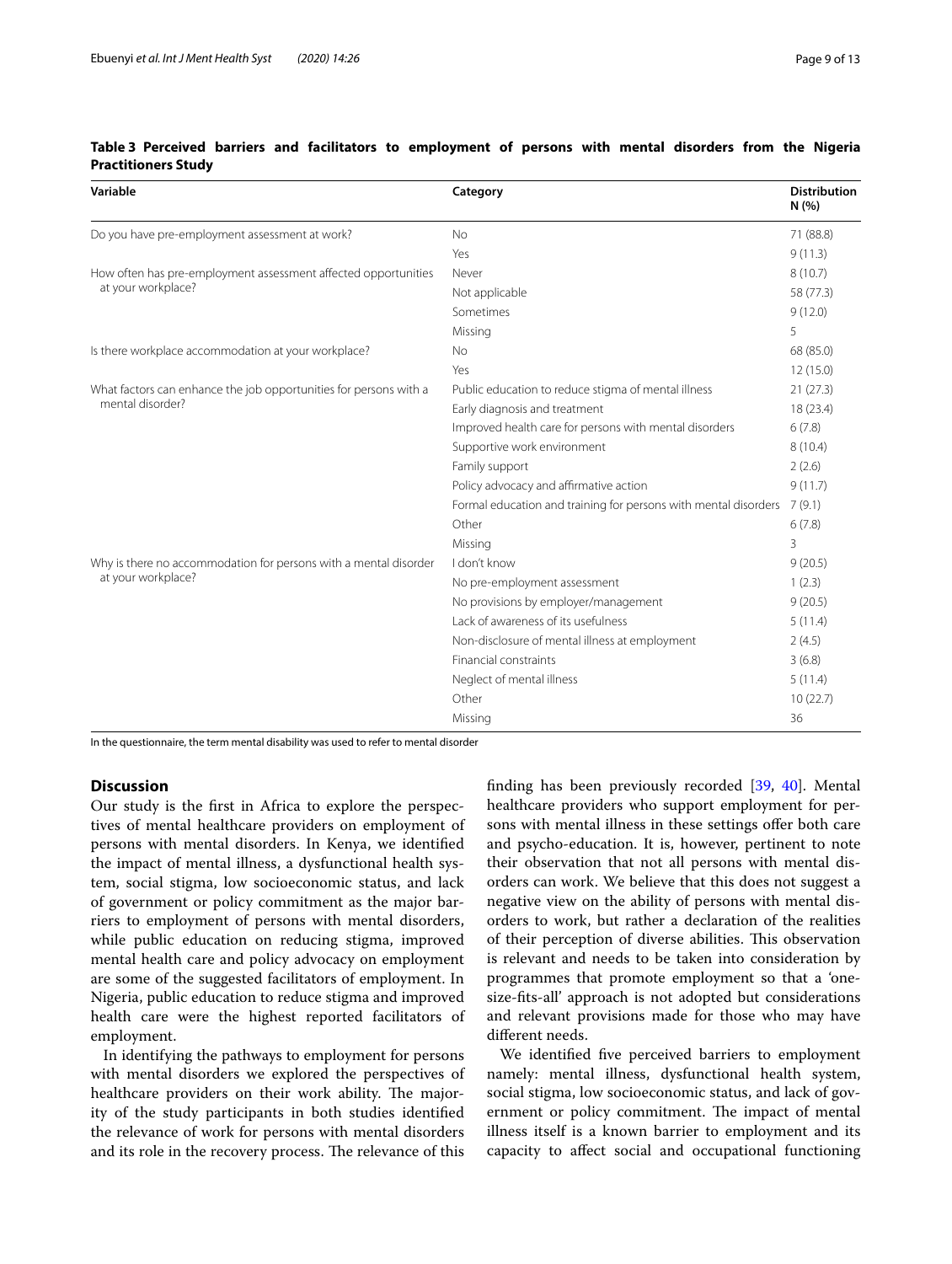**Table 3 Perceived barriers and facilitators to employment of persons with mental disorders from the Nigeria Practitioners Study**

| Variable | Category | Distribution N (%) |
|---|---|---|
| Do you have pre-employment assessment at work? | No | 71 (88.8) |
| | Yes | 9 (11.3) |
| How often has pre-employment assessment affected opportunities at your workplace? | Never | 8 (10.7) |
| | Not applicable | 58 (77.3) |
| | Sometimes | 9 (12.0) |
| | Missing | 5 |
| Is there workplace accommodation at your workplace? | No | 68 (85.0) |
| | Yes | 12 (15.0) |
| What factors can enhance the job opportunities for persons with a mental disorder? | Public education to reduce stigma of mental illness | 21 (27.3) |
| | Early diagnosis and treatment | 18 (23.4) |
| | Improved health care for persons with mental disorders | 6 (7.8) |
| | Supportive work environment | 8 (10.4) |
| | Family support | 2 (2.6) |
| | Policy advocacy and affirmative action | 9 (11.7) |
| | Formal education and training for persons with mental disorders | 7 (9.1) |
| | Other | 6 (7.8) |
| | Missing | 3 |
| Why is there no accommodation for persons with a mental disorder at your workplace? | I don't know | 9 (20.5) |
| | No pre-employment assessment | 1 (2.3) |
| | No provisions by employer/management | 9 (20.5) |
| | Lack of awareness of its usefulness | 5 (11.4) |
| | Non-disclosure of mental illness at employment | 2 (4.5) |
| | Financial constraints | 3 (6.8) |
| | Neglect of mental illness | 5 (11.4) |
| | Other | 10 (22.7) |
| | Missing | 36 |

In the questionnaire, the term mental disability was used to refer to mental disorder

## Discussion

Our study is the first in Africa to explore the perspectives of mental healthcare providers on employment of persons with mental disorders. In Kenya, we identified the impact of mental illness, a dysfunctional health system, social stigma, low socioeconomic status, and lack of government or policy commitment as the major barriers to employment of persons with mental disorders, while public education on reducing stigma, improved mental health care and policy advocacy on employment are some of the suggested facilitators of employment. In Nigeria, public education to reduce stigma and improved health care were the highest reported facilitators of employment.

In identifying the pathways to employment for persons with mental disorders we explored the perspectives of healthcare providers on their work ability. The majority of the study participants in both studies identified the relevance of work for persons with mental disorders and its role in the recovery process. The relevance of this finding has been previously recorded [39, 40]. Mental healthcare providers who support employment for persons with mental illness in these settings offer both care and psycho-education. It is, however, pertinent to note their observation that not all persons with mental disorders can work. We believe that this does not suggest a negative view on the ability of persons with mental disorders to work, but rather a declaration of the realities of their perception of diverse abilities. This observation is relevant and needs to be taken into consideration by programmes that promote employment so that a 'one-size-fits-all' approach is not adopted but considerations and relevant provisions made for those who may have different needs.

We identified five perceived barriers to employment namely: mental illness, dysfunctional health system, social stigma, low socioeconomic status, and lack of government or policy commitment. The impact of mental illness itself is a known barrier to employment and its capacity to affect social and occupational functioning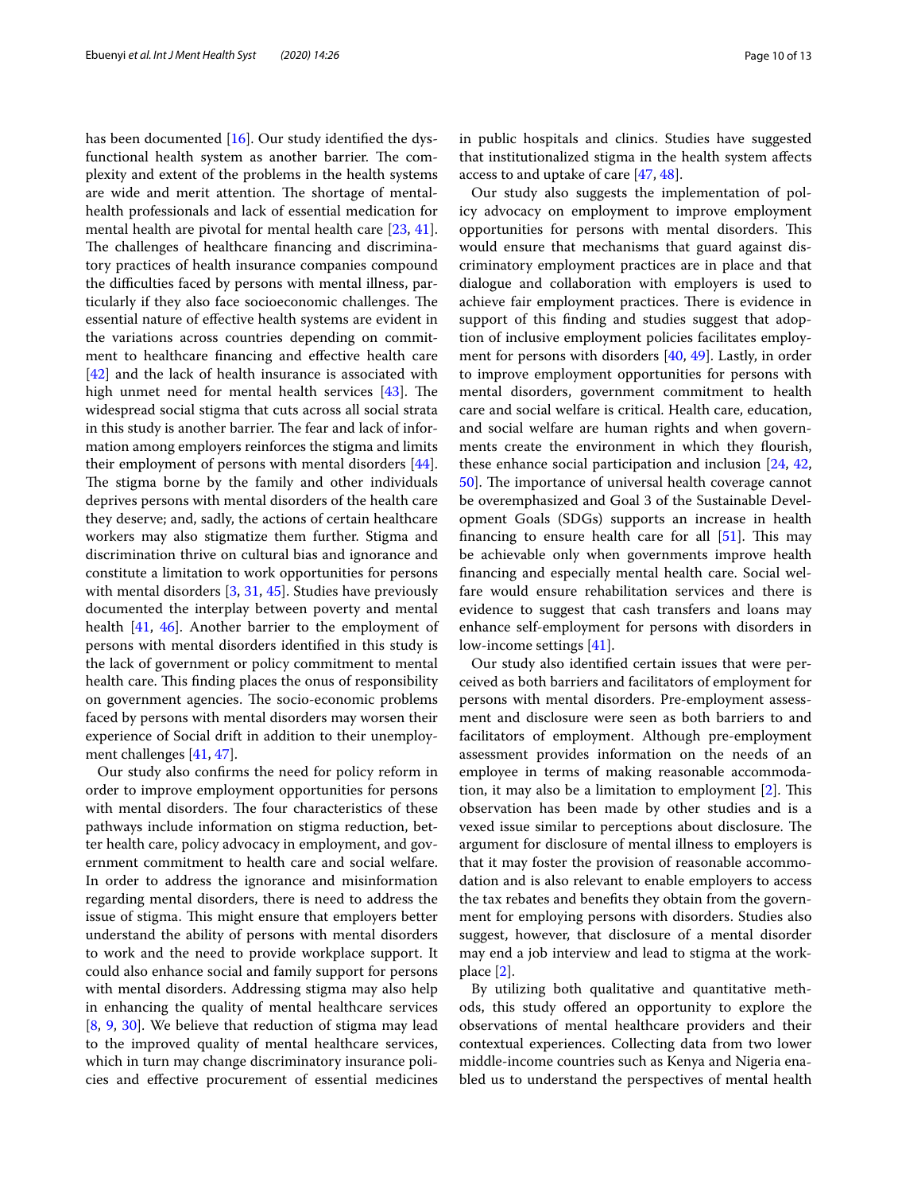has been documented [16]. Our study identified the dysfunctional health system as another barrier. The complexity and extent of the problems in the health systems are wide and merit attention. The shortage of mental-health professionals and lack of essential medication for mental health are pivotal for mental health care [23, 41]. The challenges of healthcare financing and discriminatory practices of health insurance companies compound the difficulties faced by persons with mental illness, particularly if they also face socioeconomic challenges. The essential nature of effective health systems are evident in the variations across countries depending on commitment to healthcare financing and effective health care [42] and the lack of health insurance is associated with high unmet need for mental health services [43]. The widespread social stigma that cuts across all social strata in this study is another barrier. The fear and lack of information among employers reinforces the stigma and limits their employment of persons with mental disorders [44]. The stigma borne by the family and other individuals deprives persons with mental disorders of the health care they deserve; and, sadly, the actions of certain healthcare workers may also stigmatize them further. Stigma and discrimination thrive on cultural bias and ignorance and constitute a limitation to work opportunities for persons with mental disorders [3, 31, 45]. Studies have previously documented the interplay between poverty and mental health [41, 46]. Another barrier to the employment of persons with mental disorders identified in this study is the lack of government or policy commitment to mental health care. This finding places the onus of responsibility on government agencies. The socio-economic problems faced by persons with mental disorders may worsen their experience of Social drift in addition to their unemployment challenges [41, 47].

Our study also confirms the need for policy reform in order to improve employment opportunities for persons with mental disorders. The four characteristics of these pathways include information on stigma reduction, better health care, policy advocacy in employment, and government commitment to health care and social welfare. In order to address the ignorance and misinformation regarding mental disorders, there is need to address the issue of stigma. This might ensure that employers better understand the ability of persons with mental disorders to work and the need to provide workplace support. It could also enhance social and family support for persons with mental disorders. Addressing stigma may also help in enhancing the quality of mental healthcare services [8, 9, 30]. We believe that reduction of stigma may lead to the improved quality of mental healthcare services, which in turn may change discriminatory insurance policies and effective procurement of essential medicines in public hospitals and clinics. Studies have suggested that institutionalized stigma in the health system affects access to and uptake of care [47, 48].

Our study also suggests the implementation of policy advocacy on employment to improve employment opportunities for persons with mental disorders. This would ensure that mechanisms that guard against discriminatory employment practices are in place and that dialogue and collaboration with employers is used to achieve fair employment practices. There is evidence in support of this finding and studies suggest that adoption of inclusive employment policies facilitates employment for persons with disorders [40, 49]. Lastly, in order to improve employment opportunities for persons with mental disorders, government commitment to health care and social welfare is critical. Health care, education, and social welfare are human rights and when governments create the environment in which they flourish, these enhance social participation and inclusion [24, 42, 50]. The importance of universal health coverage cannot be overemphasized and Goal 3 of the Sustainable Development Goals (SDGs) supports an increase in health financing to ensure health care for all [51]. This may be achievable only when governments improve health financing and especially mental health care. Social welfare would ensure rehabilitation services and there is evidence to suggest that cash transfers and loans may enhance self-employment for persons with disorders in low-income settings [41].

Our study also identified certain issues that were perceived as both barriers and facilitators of employment for persons with mental disorders. Pre-employment assessment and disclosure were seen as both barriers to and facilitators of employment. Although pre-employment assessment provides information on the needs of an employee in terms of making reasonable accommodation, it may also be a limitation to employment [2]. This observation has been made by other studies and is a vexed issue similar to perceptions about disclosure. The argument for disclosure of mental illness to employers is that it may foster the provision of reasonable accommodation and is also relevant to enable employers to access the tax rebates and benefits they obtain from the government for employing persons with disorders. Studies also suggest, however, that disclosure of a mental disorder may end a job interview and lead to stigma at the workplace [2].

By utilizing both qualitative and quantitative methods, this study offered an opportunity to explore the observations of mental healthcare providers and their contextual experiences. Collecting data from two lower middle-income countries such as Kenya and Nigeria enabled us to understand the perspectives of mental health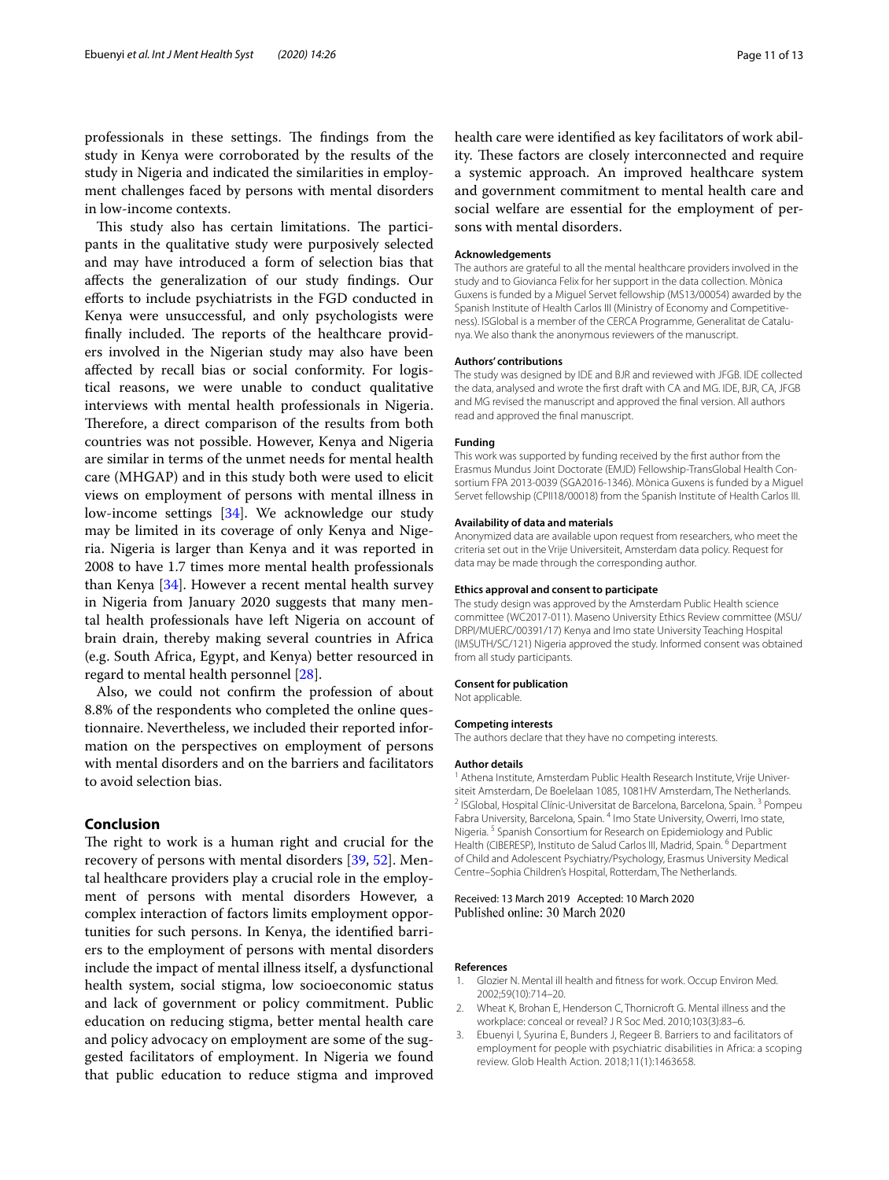professionals in these settings. The findings from the study in Kenya were corroborated by the results of the study in Nigeria and indicated the similarities in employment challenges faced by persons with mental disorders in low-income contexts.

This study also has certain limitations. The participants in the qualitative study were purposively selected and may have introduced a form of selection bias that affects the generalization of our study findings. Our efforts to include psychiatrists in the FGD conducted in Kenya were unsuccessful, and only psychologists were finally included. The reports of the healthcare providers involved in the Nigerian study may also have been affected by recall bias or social conformity. For logistical reasons, we were unable to conduct qualitative interviews with mental health professionals in Nigeria. Therefore, a direct comparison of the results from both countries was not possible. However, Kenya and Nigeria are similar in terms of the unmet needs for mental health care (MHGAP) and in this study both were used to elicit views on employment of persons with mental illness in low-income settings [34]. We acknowledge our study may be limited in its coverage of only Kenya and Nigeria. Nigeria is larger than Kenya and it was reported in 2008 to have 1.7 times more mental health professionals than Kenya [34]. However a recent mental health survey in Nigeria from January 2020 suggests that many mental health professionals have left Nigeria on account of brain drain, thereby making several countries in Africa (e.g. South Africa, Egypt, and Kenya) better resourced in regard to mental health personnel [28].

Also, we could not confirm the profession of about 8.8% of the respondents who completed the online questionnaire. Nevertheless, we included their reported information on the perspectives on employment of persons with mental disorders and on the barriers and facilitators to avoid selection bias.

## Conclusion

The right to work is a human right and crucial for the recovery of persons with mental disorders [39, 52]. Mental healthcare providers play a crucial role in the employment of persons with mental disorders However, a complex interaction of factors limits employment opportunities for such persons. In Kenya, the identified barriers to the employment of persons with mental disorders include the impact of mental illness itself, a dysfunctional health system, social stigma, low socioeconomic status and lack of government or policy commitment. Public education on reducing stigma, better mental health care and policy advocacy on employment are some of the suggested facilitators of employment. In Nigeria we found that public education to reduce stigma and improved health care were identified as key facilitators of work ability. These factors are closely interconnected and require a systemic approach. An improved healthcare system and government commitment to mental health care and social welfare are essential for the employment of persons with mental disorders.

**Acknowledgements**

The authors are grateful to all the mental healthcare providers involved in the study and to Giovianca Felix for her support in the data collection. Mònica Guxens is funded by a Miguel Servet fellowship (MS13/00054) awarded by the Spanish Institute of Health Carlos III (Ministry of Economy and Competitiveness). ISGlobal is a member of the CERCA Programme, Generalitat de Catalunya. We also thank the anonymous reviewers of the manuscript.

**Authors' contributions**

The study was designed by IDE and BJR and reviewed with JFGB. IDE collected the data, analysed and wrote the first draft with CA and MG. IDE, BJR, CA, JFGB and MG revised the manuscript and approved the final version. All authors read and approved the final manuscript.

**Funding**

This work was supported by funding received by the first author from the Erasmus Mundus Joint Doctorate (EMJD) Fellowship-TransGlobal Health Consortium FPA 2013-0039 (SGA2016-1346). Mònica Guxens is funded by a Miguel Servet fellowship (CPII18/00018) from the Spanish Institute of Health Carlos III.

**Availability of data and materials**

Anonymized data are available upon request from researchers, who meet the criteria set out in the Vrije Universiteit, Amsterdam data policy. Request for data may be made through the corresponding author.

**Ethics approval and consent to participate**

The study design was approved by the Amsterdam Public Health science committee (WC2017-011). Maseno University Ethics Review committee (MSU/DRPI/MUERC/00391/17) Kenya and Imo state University Teaching Hospital (IMSUTH/SC/121) Nigeria approved the study. Informed consent was obtained from all study participants.

**Consent for publication**

Not applicable.

**Competing interests**

The authors declare that they have no competing interests.

**Author details**

[1] Athena Institute, Amsterdam Public Health Research Institute, Vrije Universiteit Amsterdam, De Boelelaan 1085, 1081HV Amsterdam, The Netherlands. [2] ISGlobal, Hospital Clínic-Universitat de Barcelona, Barcelona, Spain. [3] Pompeu Fabra University, Barcelona, Spain. [4] Imo State University, Owerri, Imo state, Nigeria. [5] Spanish Consortium for Research on Epidemiology and Public Health (CIBERESP), Instituto de Salud Carlos III, Madrid, Spain. [6] Department of Child and Adolescent Psychiatry/Psychology, Erasmus University Medical Centre–Sophia Children's Hospital, Rotterdam, The Netherlands.

Received: 13 March 2019 Accepted: 10 March 2020
Published online: 30 March 2020

**References**

1. Glozier N. Mental ill health and fitness for work. Occup Environ Med. 2002;59(10):714–20.
2. Wheat K, Brohan E, Henderson C, Thornicroft G. Mental illness and the workplace: conceal or reveal? J R Soc Med. 2010;103(3):83–6.
3. Ebuenyi I, Syurina E, Bunders J, Regeer B. Barriers to and facilitators of employment for people with psychiatric disabilities in Africa: a scoping review. Glob Health Action. 2018;11(1):1463658.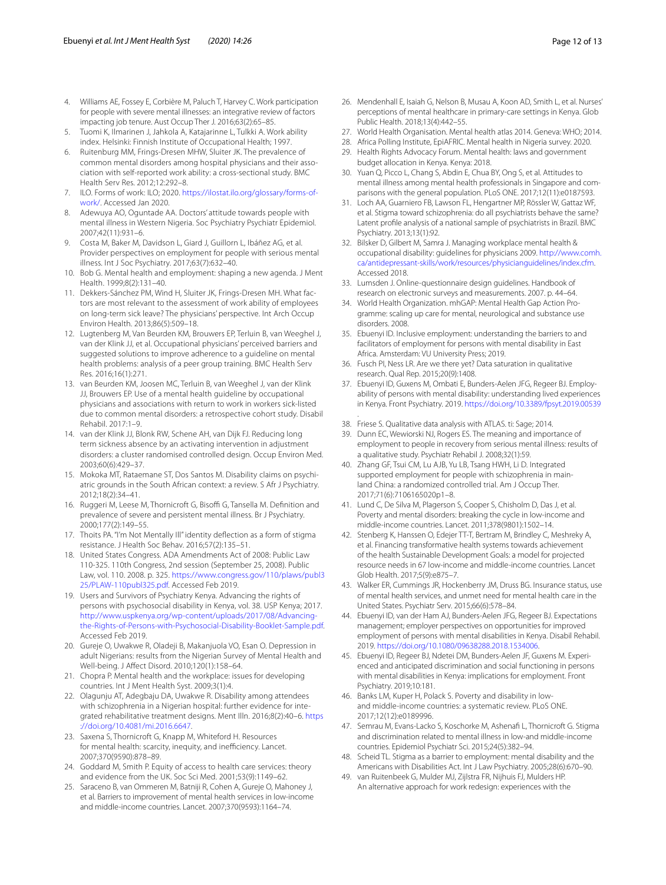4. Williams AE, Fossey E, Corbière M, Paluch T, Harvey C. Work participation for people with severe mental illnesses: an integrative review of factors impacting job tenure. Aust Occup Ther J. 2016;63(2):65–85.
5. Tuomi K, Ilmarinen J, Jahkola A, Katajarinne L, Tulkki A. Work ability index. Helsinki: Finnish Institute of Occupational Health; 1997.
6. Ruitenburg MM, Frings-Dresen MHW, Sluiter JK. The prevalence of common mental disorders among hospital physicians and their association with self-reported work ability: a cross-sectional study. BMC Health Serv Res. 2012;12:292–8.
7. ILO. Forms of work: ILO; 2020. https://ilostat.ilo.org/glossary/forms-of-work/. Accessed Jan 2020.
8. Adewuya AO, Oguntade AA. Doctors' attitude towards people with mental illness in Western Nigeria. Soc Psychiatry Psychiatr Epidemiol. 2007;42(11):931–6.
9. Costa M, Baker M, Davidson L, Giard J, Guillorn L, Ibáñez AG, et al. Provider perspectives on employment for people with serious mental illness. Int J Soc Psychiatry. 2017;63(7):632–40.
10. Bob G. Mental health and employment: shaping a new agenda. J Ment Health. 1999;8(2):131–40.
11. Dekkers-Sánchez PM, Wind H, Sluiter JK, Frings-Dresen MH. What factors are most relevant to the assessment of work ability of employees on long-term sick leave? The physicians' perspective. Int Arch Occup Environ Health. 2013;86(5):509–18.
12. Lugtenberg M, Van Beurden KM, Brouwers EP, Terluin B, van Weeghel J, van der Klink JJ, et al. Occupational physicians' perceived barriers and suggested solutions to improve adherence to a guideline on mental health problems: analysis of a peer group training. BMC Health Serv Res. 2016;16(1):271.
13. van Beurden KM, Joosen MC, Terluin B, van Weeghel J, van der Klink JJ, Brouwers EP. Use of a mental health guideline by occupational physicians and associations with return to work in workers sick-listed due to common mental disorders: a retrospective cohort study. Disabil Rehabil. 2017:1–9.
14. van der Klink JJ, Blonk RW, Schene AH, van Dijk FJ. Reducing long term sickness absence by an activating intervention in adjustment disorders: a cluster randomised controlled design. Occup Environ Med. 2003;60(6):429–37.
15. Mokoka MT, Rataemane ST, Dos Santos M. Disability claims on psychiatric grounds in the South African context: a review. S Afr J Psychiatry. 2012;18(2):34–41.
16. Ruggeri M, Leese M, Thornicroft G, Bisoffi G, Tansella M. Definition and prevalence of severe and persistent mental illness. Br J Psychiatry. 2000;177(2):149–55.
17. Thoits PA. "I'm Not Mentally Ill" identity deflection as a form of stigma resistance. J Health Soc Behav. 2016;57(2):135–51.
18. United States Congress. ADA Amendments Act of 2008: Public Law 110-325. 110th Congress, 2nd session (September 25, 2008). Public Law, vol. 110. 2008. p. 325. https://www.congress.gov/110/plaws/publ325/PLAW-110publ325.pdf. Accessed Feb 2019.
19. Users and Survivors of Psychiatry Kenya. Advancing the rights of persons with psychosocial disability in Kenya, vol. 38. USP Kenya; 2017. http://www.uspkenya.org/wp-content/uploads/2017/08/Advancing-the-Rights-of-Persons-with-Psychosocial-Disability-Booklet-Sample.pdf. Accessed Feb 2019.
20. Gureje O, Uwakwe R, Oladeji B, Makanjuola VO, Esan O. Depression in adult Nigerians: results from the Nigerian Survey of Mental Health and Well-being. J Affect Disord. 2010;120(1):158–64.
21. Chopra P. Mental health and the workplace: issues for developing countries. Int J Ment Health Syst. 2009;3(1):4.
22. Olagunju AT, Adegbaju DA, Uwakwe R. Disability among attendees with schizophrenia in a Nigerian hospital: further evidence for integrated rehabilitative treatment designs. Ment Illn. 2016;8(2):40–6. https://doi.org/10.4081/mi.2016.6647.
23. Saxena S, Thornicroft G, Knapp M, Whiteford H. Resources for mental health: scarcity, inequity, and inefficiency. Lancet. 2007;370(9590):878–89.
24. Goddard M, Smith P. Equity of access to health care services: theory and evidence from the UK. Soc Sci Med. 2001;53(9):1149–62.
25. Saraceno B, van Ommeren M, Batniji R, Cohen A, Gureje O, Mahoney J, et al. Barriers to improvement of mental health services in low-income and middle-income countries. Lancet. 2007;370(9593):1164–74.
26. Mendenhall E, Isaiah G, Nelson B, Musau A, Koon AD, Smith L, et al. Nurses' perceptions of mental healthcare in primary-care settings in Kenya. Glob Public Health. 2018;13(4):442–55.
27. World Health Organisation. Mental health atlas 2014. Geneva: WHO; 2014.
28. Africa Polling Institute, EpiAFRIC. Mental health in Nigeria survey. 2020.
29. Health Rights Advocacy Forum. Mental health: laws and government budget allocation in Kenya. Kenya: 2018.
30. Yuan Q, Picco L, Chang S, Abdin E, Chua BY, Ong S, et al. Attitudes to mental illness among mental health professionals in Singapore and comparisons with the general population. PLoS ONE. 2017;12(11):e0187593.
31. Loch AA, Guarniero FB, Lawson FL, Hengartner MP, Rössler W, Gattaz WF, et al. Stigma toward schizophrenia: do all psychiatrists behave the same? Latent profile analysis of a national sample of psychiatrists in Brazil. BMC Psychiatry. 2013;13(1):92.
32. Bilsker D, Gilbert M, Samra J. Managing workplace mental health & occupational disability: guidelines for physicians 2009. http://www.comh.ca/antidepressant-skills/work/resources/physicianguidelines/index.cfm. Accessed 2018.
33. Lumsden J. Online-questionnaire design guidelines. Handbook of research on electronic surveys and measurements. 2007. p. 44–64.
34. World Health Organization. mhGAP: Mental Health Gap Action Programme: scaling up care for mental, neurological and substance use disorders. 2008.
35. Ebuenyi ID. Inclusive employment: understanding the barriers to and facilitators of employment for persons with mental disability in East Africa. Amsterdam: VU University Press; 2019.
36. Fusch PI, Ness LR. Are we there yet? Data saturation in qualitative research. Qual Rep. 2015;20(9):1408.
37. Ebuenyi ID, Guxens M, Ombati E, Bunders-Aelen JFG, Regeer BJ. Employability of persons with mental disability: understanding lived experiences in Kenya. Front Psychiatry. 2019. https://doi.org/10.3389/fpsyt.2019.00539.
38. Friese S. Qualitative data analysis with ATLAS. ti: Sage; 2014.
39. Dunn EC, Wewiorski NJ, Rogers ES. The meaning and importance of employment to people in recovery from serious mental illness: results of a qualitative study. Psychiatr Rehabil J. 2008;32(1):59.
40. Zhang GF, Tsui CM, Lu AJB, Yu LB, Tsang HWH, Li D. Integrated supported employment for people with schizophrenia in mainland China: a randomized controlled trial. Am J Occup Ther. 2017;71(6):7106165020p1–8.
41. Lund C, De Silva M, Plagerson S, Cooper S, Chisholm D, Das J, et al. Poverty and mental disorders: breaking the cycle in low-income and middle-income countries. Lancet. 2011;378(9801):1502–14.
42. Stenberg K, Hanssen O, Edejer TT-T, Bertram M, Brindley C, Meshreky A, et al. Financing transformative health systems towards achievement of the health Sustainable Development Goals: a model for projected resource needs in 67 low-income and middle-income countries. Lancet Glob Health. 2017;5(9):e875–7.
43. Walker ER, Cummings JR, Hockenberry JM, Druss BG. Insurance status, use of mental health services, and unmet need for mental health care in the United States. Psychiatr Serv. 2015;66(6):578–84.
44. Ebuenyi ID, van der Ham AJ, Bunders-Aelen JFG, Regeer BJ. Expectations management; employer perspectives on opportunities for improved employment of persons with mental disabilities in Kenya. Disabil Rehabil. 2019. https://doi.org/10.1080/09638288.2018.1534006.
45. Ebuenyi ID, Regeer BJ, Ndetei DM, Bunders-Aelen JF, Guxens M. Experienced and anticipated discrimination and social functioning in persons with mental disabilities in Kenya: implications for employment. Front Psychiatry. 2019;10:181.
46. Banks LM, Kuper H, Polack S. Poverty and disability in low-and middle-income countries: a systematic review. PLoS ONE. 2017;12(12):e0189996.
47. Semrau M, Evans-Lacko S, Koschorke M, Ashenafi L, Thornicroft G. Stigma and discrimination related to mental illness in low-and middle-income countries. Epidemiol Psychiatr Sci. 2015;24(5):382–94.
48. Scheid TL. Stigma as a barrier to employment: mental disability and the Americans with Disabilities Act. Int J Law Psychiatry. 2005;28(6):670–90.
49. van Ruitenbeek G, Mulder MJ, Zijlstra FR, Nijhuis FJ, Mulders HP. An alternative approach for work redesign: experiences with the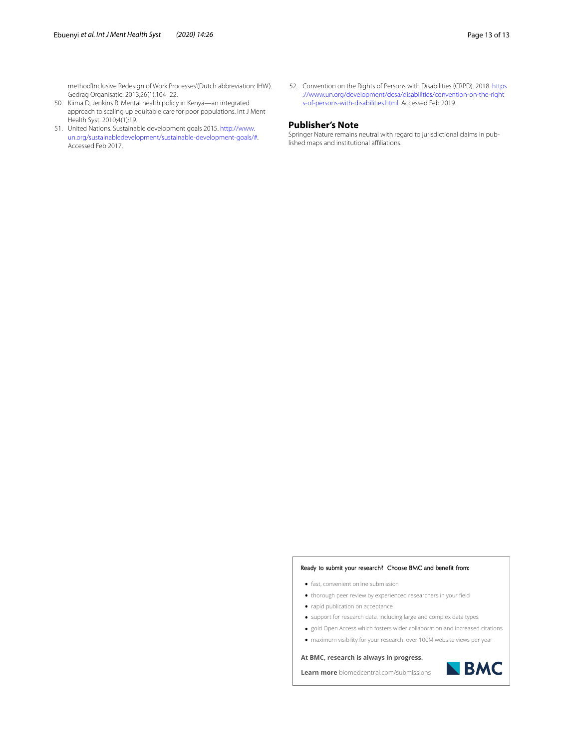method'Inclusive Redesign of Work Processes'(Dutch abbreviation: IHW). Gedrag Organisatie. 2013;26(1):104–22.

50. Kiima D, Jenkins R. Mental health policy in Kenya—an integrated approach to scaling up equitable care for poor populations. Int J Ment Health Syst. 2010;4(1):19.
51. United Nations. Sustainable development goals 2015. http://www.un.org/sustainabledevelopment/sustainable-development-goals/#. Accessed Feb 2017.
52. Convention on the Rights of Persons with Disabilities (CRPD). 2018. https://www.un.org/development/desa/disabilities/convention-on-the-rights-of-persons-with-disabilities.html. Accessed Feb 2019.

## Publisher's Note

Springer Nature remains neutral with regard to jurisdictional claims in published maps and institutional affiliations.

Ready to submit your research? Choose BMC and benefit from:

- fast, convenient online submission
- thorough peer review by experienced researchers in your field
- rapid publication on acceptance
- support for research data, including large and complex data types
- gold Open Access which fosters wider collaboration and increased citations
- maximum visibility for your research: over 100M website views per year

**At BMC, research is always in progress.**

**Learn more** biomedcentral.com/submissions

BMC